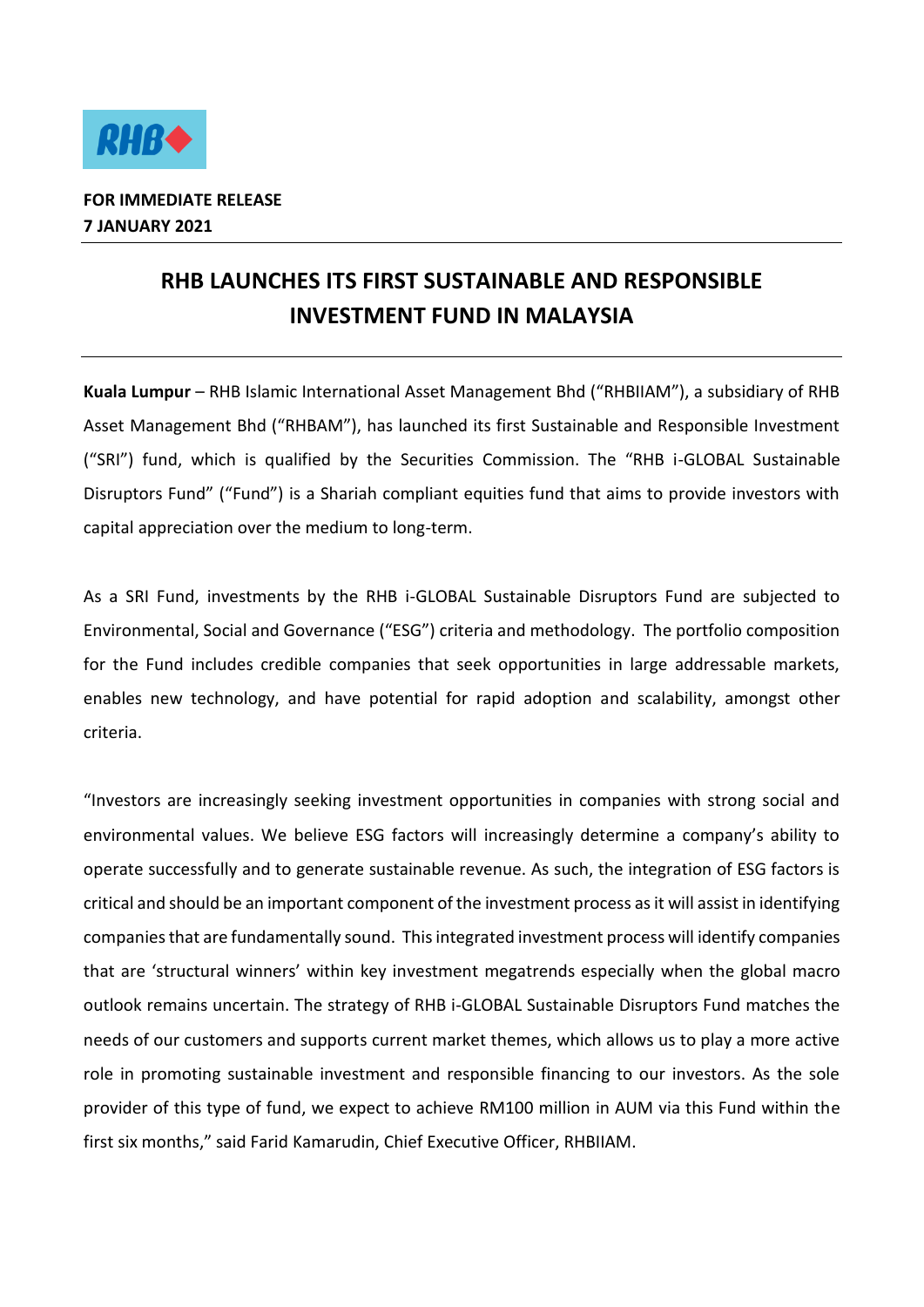**FOR IMMEDIATE RELEASE**
**7 JANUARY 2021**

# RHB LAUNCHES ITS FIRST SUSTAINABLE AND RESPONSIBLE INVESTMENT FUND IN MALAYSIA

**Kuala Lumpur** – RHB Islamic International Asset Management Bhd ("RHBIIAM"), a subsidiary of RHB Asset Management Bhd ("RHBAM"), has launched its first Sustainable and Responsible Investment ("SRI") fund, which is qualified by the Securities Commission. The "RHB i-GLOBAL Sustainable Disruptors Fund" ("Fund") is a Shariah compliant equities fund that aims to provide investors with capital appreciation over the medium to long-term.

As a SRI Fund, investments by the RHB i-GLOBAL Sustainable Disruptors Fund are subjected to Environmental, Social and Governance ("ESG") criteria and methodology. The portfolio composition for the Fund includes credible companies that seek opportunities in large addressable markets, enables new technology, and have potential for rapid adoption and scalability, amongst other criteria.

"Investors are increasingly seeking investment opportunities in companies with strong social and environmental values. We believe ESG factors will increasingly determine a company's ability to operate successfully and to generate sustainable revenue. As such, the integration of ESG factors is critical and should be an important component of the investment process as it will assist in identifying companies that are fundamentally sound. This integrated investment process will identify companies that are 'structural winners' within key investment megatrends especially when the global macro outlook remains uncertain. The strategy of RHB i-GLOBAL Sustainable Disruptors Fund matches the needs of our customers and supports current market themes, which allows us to play a more active role in promoting sustainable investment and responsible financing to our investors. As the sole provider of this type of fund, we expect to achieve RM100 million in AUM via this Fund within the first six months," said Farid Kamarudin, Chief Executive Officer, RHBIIAM.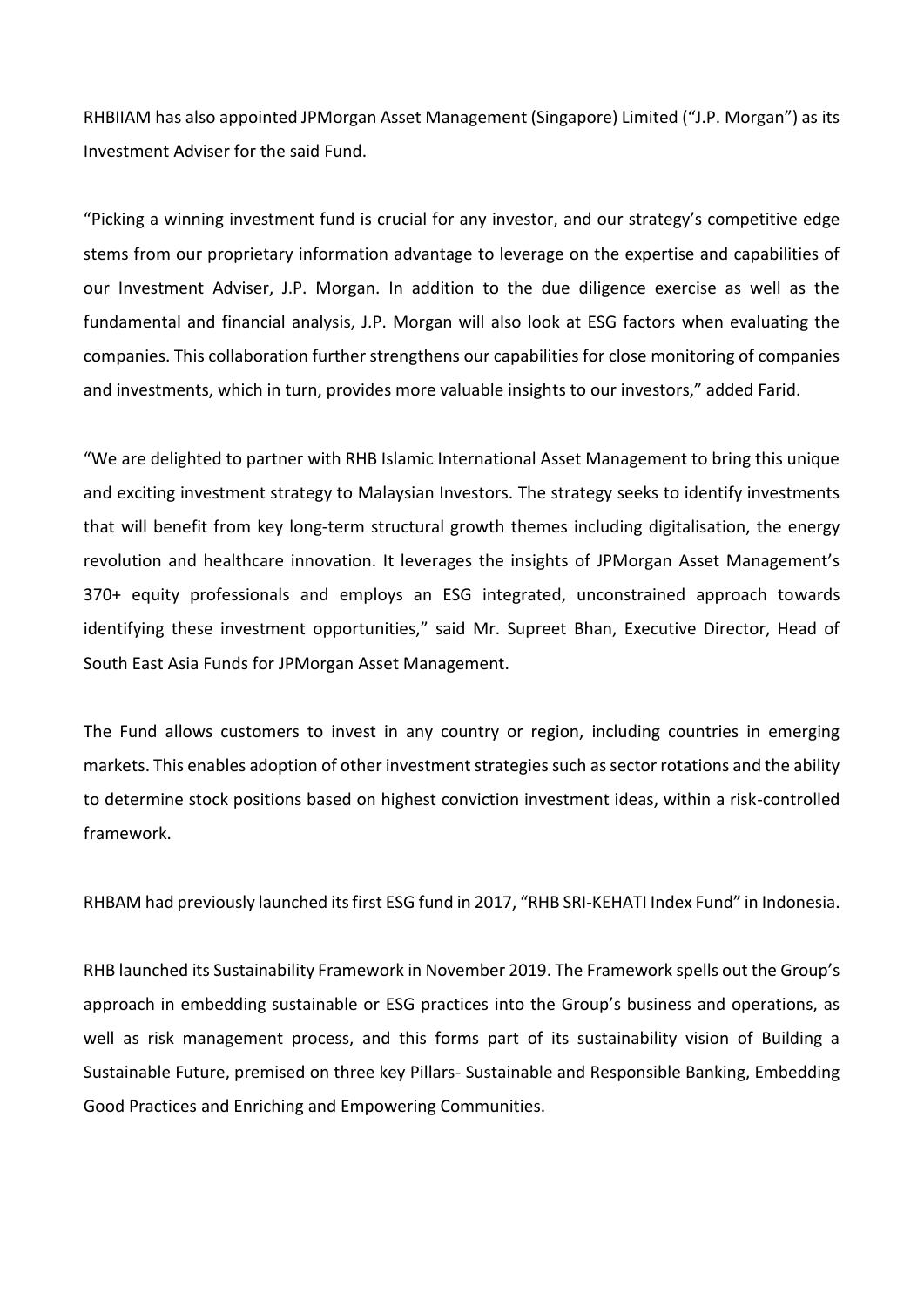RHBIIAM has also appointed JPMorgan Asset Management (Singapore) Limited ("J.P. Morgan") as its Investment Adviser for the said Fund.

"Picking a winning investment fund is crucial for any investor, and our strategy's competitive edge stems from our proprietary information advantage to leverage on the expertise and capabilities of our Investment Adviser, J.P. Morgan. In addition to the due diligence exercise as well as the fundamental and financial analysis, J.P. Morgan will also look at ESG factors when evaluating the companies. This collaboration further strengthens our capabilities for close monitoring of companies and investments, which in turn, provides more valuable insights to our investors," added Farid.

"We are delighted to partner with RHB Islamic International Asset Management to bring this unique and exciting investment strategy to Malaysian Investors. The strategy seeks to identify investments that will benefit from key long-term structural growth themes including digitalisation, the energy revolution and healthcare innovation. It leverages the insights of JPMorgan Asset Management's 370+ equity professionals and employs an ESG integrated, unconstrained approach towards identifying these investment opportunities," said Mr. Supreet Bhan, Executive Director, Head of South East Asia Funds for JPMorgan Asset Management.

The Fund allows customers to invest in any country or region, including countries in emerging markets. This enables adoption of other investment strategies such as sector rotations and the ability to determine stock positions based on highest conviction investment ideas, within a risk-controlled framework.

RHBAM had previously launched its first ESG fund in 2017, "RHB SRI-KEHATI Index Fund" in Indonesia.

RHB launched its Sustainability Framework in November 2019. The Framework spells out the Group's approach in embedding sustainable or ESG practices into the Group's business and operations, as well as risk management process, and this forms part of its sustainability vision of Building a Sustainable Future, premised on three key Pillars- Sustainable and Responsible Banking, Embedding Good Practices and Enriching and Empowering Communities.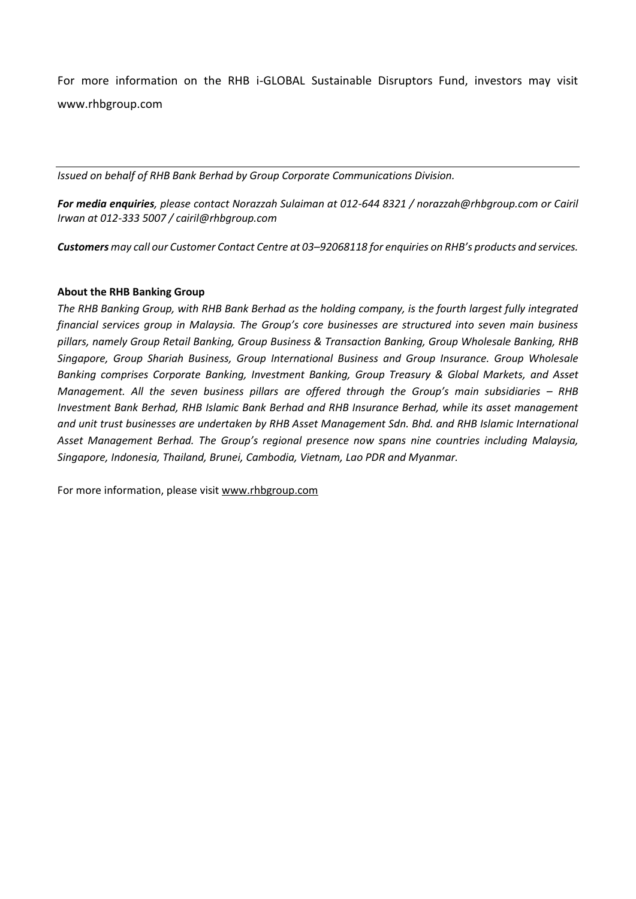For more information on the RHB i-GLOBAL Sustainable Disruptors Fund, investors may visit www.rhbgroup.com

---

*Issued on behalf of RHB Bank Berhad by Group Corporate Communications Division.*

***For media enquiries****, please contact Norazzah Sulaiman at 012-644 8321 / norazzah@rhbgroup.com or Cairil Irwan at 012-333 5007 / cairil@rhbgroup.com*

***Customers*** *may call our Customer Contact Centre at 03–92068118 for enquiries on RHB's products and services.*

**About the RHB Banking Group**

*The RHB Banking Group, with RHB Bank Berhad as the holding company, is the fourth largest fully integrated financial services group in Malaysia. The Group's core businesses are structured into seven main business pillars, namely Group Retail Banking, Group Business & Transaction Banking, Group Wholesale Banking, RHB Singapore, Group Shariah Business, Group International Business and Group Insurance. Group Wholesale Banking comprises Corporate Banking, Investment Banking, Group Treasury & Global Markets, and Asset Management. All the seven business pillars are offered through the Group's main subsidiaries – RHB Investment Bank Berhad, RHB Islamic Bank Berhad and RHB Insurance Berhad, while its asset management and unit trust businesses are undertaken by RHB Asset Management Sdn. Bhd. and RHB Islamic International Asset Management Berhad. The Group's regional presence now spans nine countries including Malaysia, Singapore, Indonesia, Thailand, Brunei, Cambodia, Vietnam, Lao PDR and Myanmar.*

For more information, please visit www.rhbgroup.com